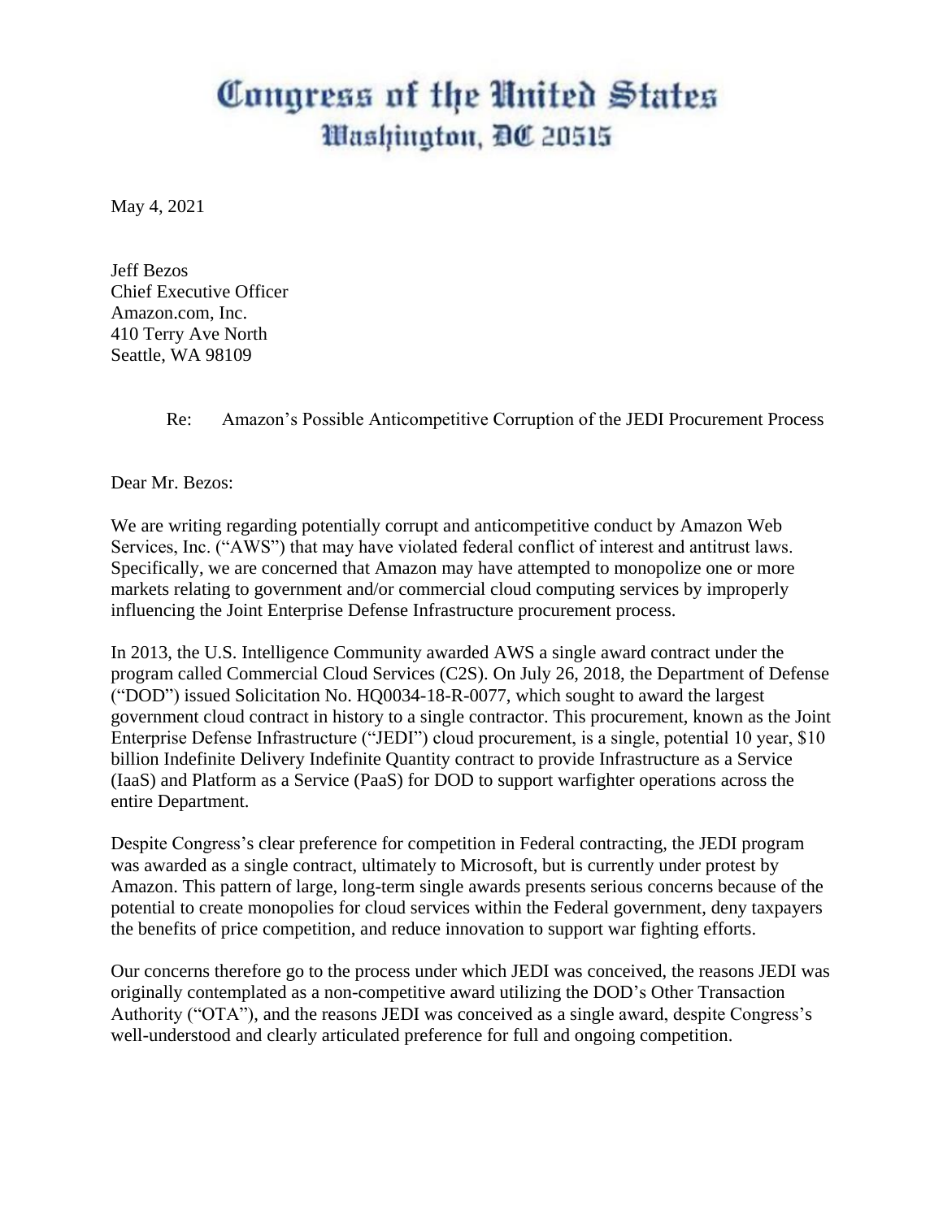# Congress of the United States
## Washington, DC 20515

May 4, 2021

Jeff Bezos
Chief Executive Officer
Amazon.com, Inc.
410 Terry Ave North
Seattle, WA 98109

Re: Amazon's Possible Anticompetitive Corruption of the JEDI Procurement Process

Dear Mr. Bezos:

We are writing regarding potentially corrupt and anticompetitive conduct by Amazon Web Services, Inc. ("AWS") that may have violated federal conflict of interest and antitrust laws. Specifically, we are concerned that Amazon may have attempted to monopolize one or more markets relating to government and/or commercial cloud computing services by improperly influencing the Joint Enterprise Defense Infrastructure procurement process.

In 2013, the U.S. Intelligence Community awarded AWS a single award contract under the program called Commercial Cloud Services (C2S). On July 26, 2018, the Department of Defense ("DOD") issued Solicitation No. HQ0034-18-R-0077, which sought to award the largest government cloud contract in history to a single contractor. This procurement, known as the Joint Enterprise Defense Infrastructure ("JEDI") cloud procurement, is a single, potential 10 year, $10 billion Indefinite Delivery Indefinite Quantity contract to provide Infrastructure as a Service (IaaS) and Platform as a Service (PaaS) for DOD to support warfighter operations across the entire Department.

Despite Congress's clear preference for competition in Federal contracting, the JEDI program was awarded as a single contract, ultimately to Microsoft, but is currently under protest by Amazon. This pattern of large, long-term single awards presents serious concerns because of the potential to create monopolies for cloud services within the Federal government, deny taxpayers the benefits of price competition, and reduce innovation to support war fighting efforts.

Our concerns therefore go to the process under which JEDI was conceived, the reasons JEDI was originally contemplated as a non-competitive award utilizing the DOD's Other Transaction Authority ("OTA"), and the reasons JEDI was conceived as a single award, despite Congress's well-understood and clearly articulated preference for full and ongoing competition.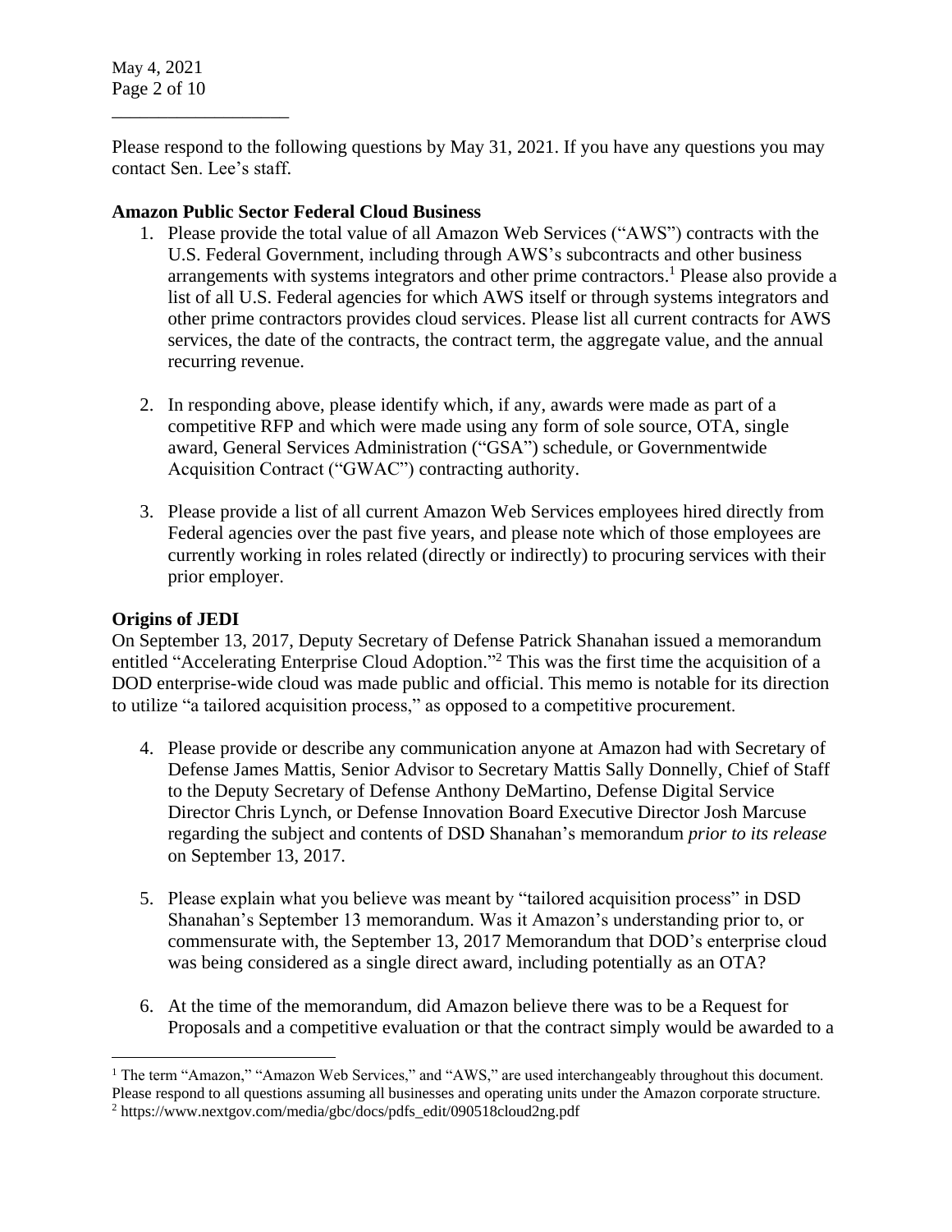Please respond to the following questions by May 31, 2021. If you have any questions you may contact Sen. Lee's staff.

**Amazon Public Sector Federal Cloud Business**

1. Please provide the total value of all Amazon Web Services ("AWS") contracts with the U.S. Federal Government, including through AWS's subcontracts and other business arrangements with systems integrators and other prime contractors.[1] Please also provide a list of all U.S. Federal agencies for which AWS itself or through systems integrators and other prime contractors provides cloud services. Please list all current contracts for AWS services, the date of the contracts, the contract term, the aggregate value, and the annual recurring revenue.

2. In responding above, please identify which, if any, awards were made as part of a competitive RFP and which were made using any form of sole source, OTA, single award, General Services Administration ("GSA") schedule, or Governmentwide Acquisition Contract ("GWAC") contracting authority.

3. Please provide a list of all current Amazon Web Services employees hired directly from Federal agencies over the past five years, and please note which of those employees are currently working in roles related (directly or indirectly) to procuring services with their prior employer.

**Origins of JEDI**

On September 13, 2017, Deputy Secretary of Defense Patrick Shanahan issued a memorandum entitled "Accelerating Enterprise Cloud Adoption."[2] This was the first time the acquisition of a DOD enterprise-wide cloud was made public and official. This memo is notable for its direction to utilize "a tailored acquisition process," as opposed to a competitive procurement.

4. Please provide or describe any communication anyone at Amazon had with Secretary of Defense James Mattis, Senior Advisor to Secretary Mattis Sally Donnelly, Chief of Staff to the Deputy Secretary of Defense Anthony DeMartino, Defense Digital Service Director Chris Lynch, or Defense Innovation Board Executive Director Josh Marcuse regarding the subject and contents of DSD Shanahan's memorandum *prior to its release* on September 13, 2017.

5. Please explain what you believe was meant by "tailored acquisition process" in DSD Shanahan's September 13 memorandum. Was it Amazon's understanding prior to, or commensurate with, the September 13, 2017 Memorandum that DOD's enterprise cloud was being considered as a single direct award, including potentially as an OTA?

6. At the time of the memorandum, did Amazon believe there was to be a Request for Proposals and a competitive evaluation or that the contract simply would be awarded to a

---

[1] The term "Amazon," "Amazon Web Services," and "AWS," are used interchangeably throughout this document. Please respond to all questions assuming all businesses and operating units under the Amazon corporate structure.

[2] https://www.nextgov.com/media/gbc/docs/pdfs_edit/090518cloud2ng.pdf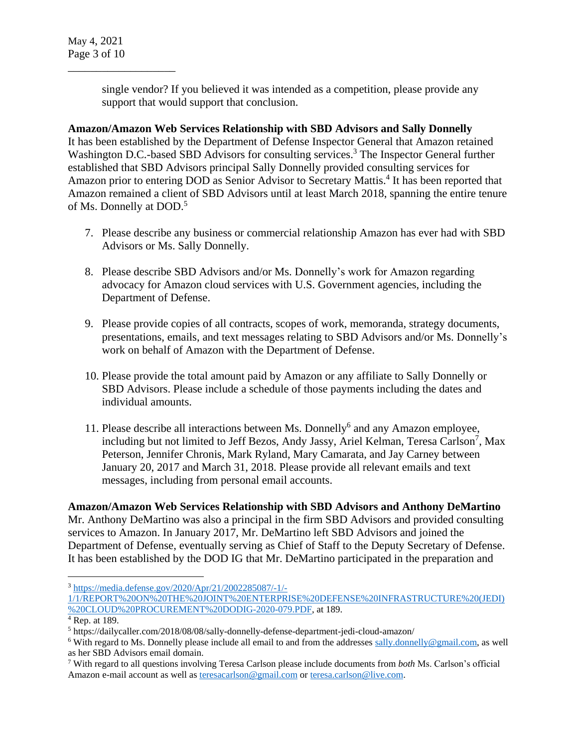single vendor? If you believed it was intended as a competition, please provide any support that would support that conclusion.

**Amazon/Amazon Web Services Relationship with SBD Advisors and Sally Donnelly**

It has been established by the Department of Defense Inspector General that Amazon retained Washington D.C.-based SBD Advisors for consulting services.[3] The Inspector General further established that SBD Advisors principal Sally Donnelly provided consulting services for Amazon prior to entering DOD as Senior Advisor to Secretary Mattis.[4] It has been reported that Amazon remained a client of SBD Advisors until at least March 2018, spanning the entire tenure of Ms. Donnelly at DOD.[5]

7. Please describe any business or commercial relationship Amazon has ever had with SBD Advisors or Ms. Sally Donnelly.

8. Please describe SBD Advisors and/or Ms. Donnelly's work for Amazon regarding advocacy for Amazon cloud services with U.S. Government agencies, including the Department of Defense.

9. Please provide copies of all contracts, scopes of work, memoranda, strategy documents, presentations, emails, and text messages relating to SBD Advisors and/or Ms. Donnelly's work on behalf of Amazon with the Department of Defense.

10. Please provide the total amount paid by Amazon or any affiliate to Sally Donnelly or SBD Advisors. Please include a schedule of those payments including the dates and individual amounts.

11. Please describe all interactions between Ms. Donnelly[6] and any Amazon employee, including but not limited to Jeff Bezos, Andy Jassy, Ariel Kelman, Teresa Carlson[7], Max Peterson, Jennifer Chronis, Mark Ryland, Mary Camarata, and Jay Carney between January 20, 2017 and March 31, 2018. Please provide all relevant emails and text messages, including from personal email accounts.

**Amazon/Amazon Web Services Relationship with SBD Advisors and Anthony DeMartino**

Mr. Anthony DeMartino was also a principal in the firm SBD Advisors and provided consulting services to Amazon. In January 2017, Mr. DeMartino left SBD Advisors and joined the Department of Defense, eventually serving as Chief of Staff to the Deputy Secretary of Defense. It has been established by the DOD IG that Mr. DeMartino participated in the preparation and

---

[3] https://media.defense.gov/2020/Apr/21/2002285087/-1/-1/1/REPORT%20ON%20THE%20JOINT%20ENTERPRISE%20DEFENSE%20INFRASTRUCTURE%20(JEDI)%20CLOUD%20PROCUREMENT%20DODIG-2020-079.PDF, at 189.

[4] Rep. at 189.

[5] https://dailycaller.com/2018/08/08/sally-donnelly-defense-department-jedi-cloud-amazon/

[6] With regard to Ms. Donnelly please include all email to and from the addresses sally.donnelly@gmail.com, as well as her SBD Advisors email domain.

[7] With regard to all questions involving Teresa Carlson please include documents from *both* Ms. Carlson's official Amazon e-mail account as well as teresacarlson@gmail.com or teresa.carlson@live.com.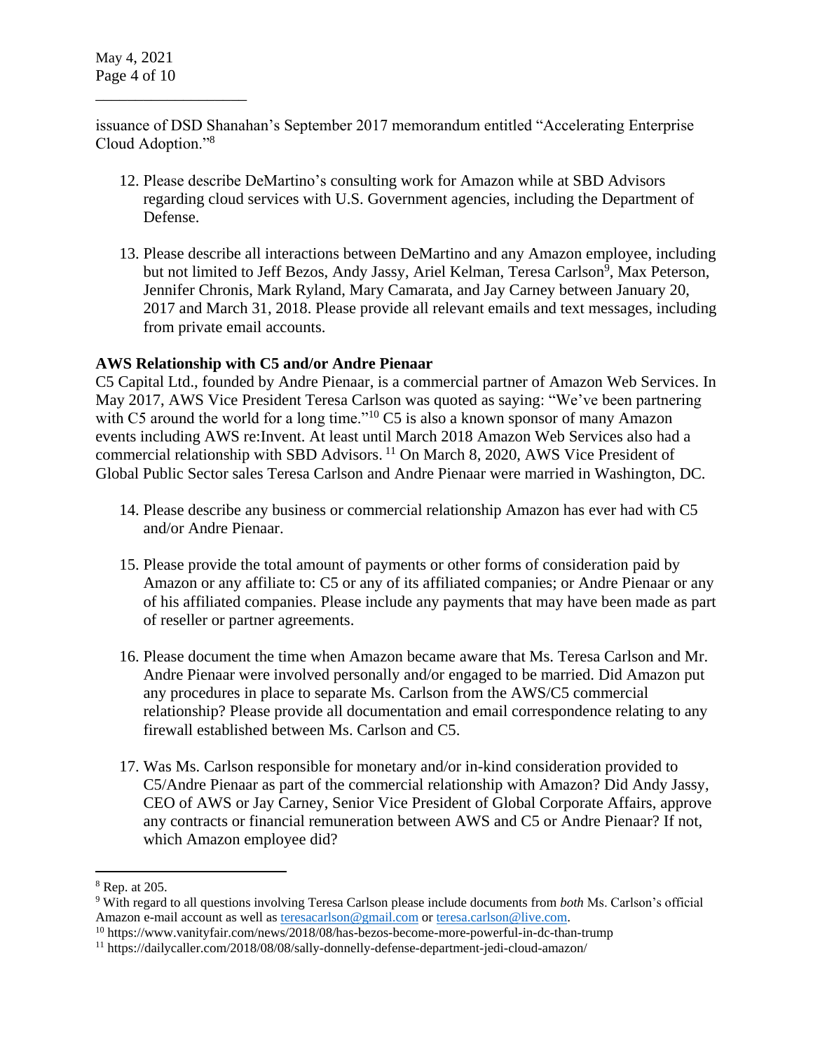issuance of DSD Shanahan's September 2017 memorandum entitled "Accelerating Enterprise Cloud Adoption."[8]

12. Please describe DeMartino's consulting work for Amazon while at SBD Advisors regarding cloud services with U.S. Government agencies, including the Department of Defense.

13. Please describe all interactions between DeMartino and any Amazon employee, including but not limited to Jeff Bezos, Andy Jassy, Ariel Kelman, Teresa Carlson[9], Max Peterson, Jennifer Chronis, Mark Ryland, Mary Camarata, and Jay Carney between January 20, 2017 and March 31, 2018. Please provide all relevant emails and text messages, including from private email accounts.

**AWS Relationship with C5 and/or Andre Pienaar**

C5 Capital Ltd., founded by Andre Pienaar, is a commercial partner of Amazon Web Services. In May 2017, AWS Vice President Teresa Carlson was quoted as saying: "We've been partnering with C5 around the world for a long time."[10] C5 is also a known sponsor of many Amazon events including AWS re:Invent. At least until March 2018 Amazon Web Services also had a commercial relationship with SBD Advisors.[11] On March 8, 2020, AWS Vice President of Global Public Sector sales Teresa Carlson and Andre Pienaar were married in Washington, DC.

14. Please describe any business or commercial relationship Amazon has ever had with C5 and/or Andre Pienaar.

15. Please provide the total amount of payments or other forms of consideration paid by Amazon or any affiliate to: C5 or any of its affiliated companies; or Andre Pienaar or any of his affiliated companies. Please include any payments that may have been made as part of reseller or partner agreements.

16. Please document the time when Amazon became aware that Ms. Teresa Carlson and Mr. Andre Pienaar were involved personally and/or engaged to be married. Did Amazon put any procedures in place to separate Ms. Carlson from the AWS/C5 commercial relationship? Please provide all documentation and email correspondence relating to any firewall established between Ms. Carlson and C5.

17. Was Ms. Carlson responsible for monetary and/or in-kind consideration provided to C5/Andre Pienaar as part of the commercial relationship with Amazon? Did Andy Jassy, CEO of AWS or Jay Carney, Senior Vice President of Global Corporate Affairs, approve any contracts or financial remuneration between AWS and C5 or Andre Pienaar? If not, which Amazon employee did?

---

[8] Rep. at 205.

[9] With regard to all questions involving Teresa Carlson please include documents from *both* Ms. Carlson's official Amazon e-mail account as well as teresacarlson@gmail.com or teresa.carlson@live.com.

[10] https://www.vanityfair.com/news/2018/08/has-bezos-become-more-powerful-in-dc-than-trump

[11] https://dailycaller.com/2018/08/08/sally-donnelly-defense-department-jedi-cloud-amazon/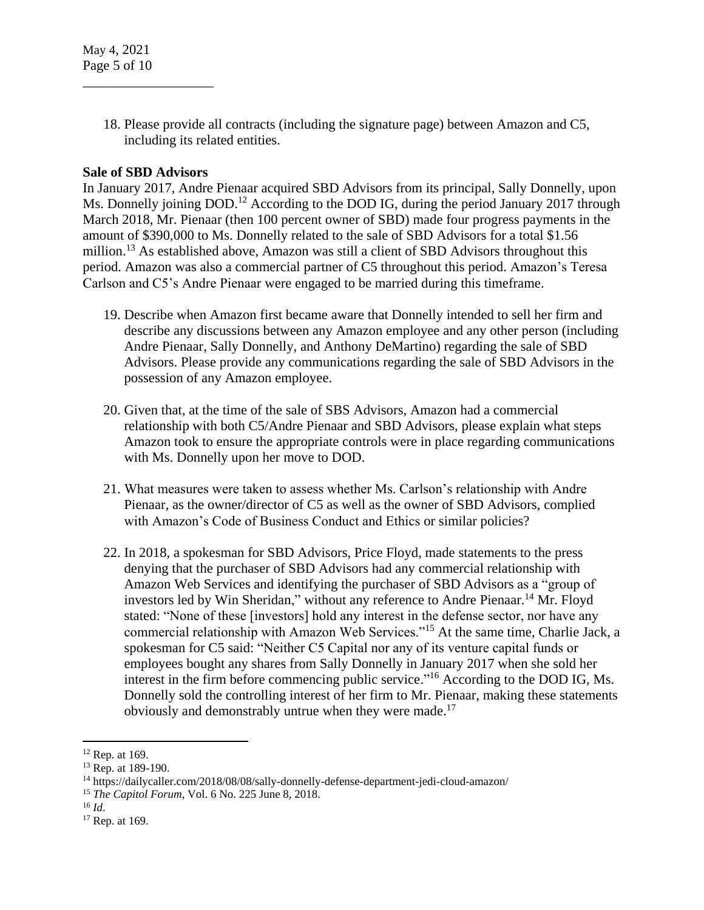18. Please provide all contracts (including the signature page) between Amazon and C5, including its related entities.

**Sale of SBD Advisors**

In January 2017, Andre Pienaar acquired SBD Advisors from its principal, Sally Donnelly, upon Ms. Donnelly joining DOD.[12] According to the DOD IG, during the period January 2017 through March 2018, Mr. Pienaar (then 100 percent owner of SBD) made four progress payments in the amount of $390,000 to Ms. Donnelly related to the sale of SBD Advisors for a total $1.56 million.[13] As established above, Amazon was still a client of SBD Advisors throughout this period. Amazon was also a commercial partner of C5 throughout this period. Amazon's Teresa Carlson and C5's Andre Pienaar were engaged to be married during this timeframe.

19. Describe when Amazon first became aware that Donnelly intended to sell her firm and describe any discussions between any Amazon employee and any other person (including Andre Pienaar, Sally Donnelly, and Anthony DeMartino) regarding the sale of SBD Advisors. Please provide any communications regarding the sale of SBD Advisors in the possession of any Amazon employee.

20. Given that, at the time of the sale of SBS Advisors, Amazon had a commercial relationship with both C5/Andre Pienaar and SBD Advisors, please explain what steps Amazon took to ensure the appropriate controls were in place regarding communications with Ms. Donnelly upon her move to DOD.

21. What measures were taken to assess whether Ms. Carlson's relationship with Andre Pienaar, as the owner/director of C5 as well as the owner of SBD Advisors, complied with Amazon's Code of Business Conduct and Ethics or similar policies?

22. In 2018, a spokesman for SBD Advisors, Price Floyd, made statements to the press denying that the purchaser of SBD Advisors had any commercial relationship with Amazon Web Services and identifying the purchaser of SBD Advisors as a "group of investors led by Win Sheridan," without any reference to Andre Pienaar.[14] Mr. Floyd stated: "None of these [investors] hold any interest in the defense sector, nor have any commercial relationship with Amazon Web Services."[15] At the same time, Charlie Jack, a spokesman for C5 said: "Neither C5 Capital nor any of its venture capital funds or employees bought any shares from Sally Donnelly in January 2017 when she sold her interest in the firm before commencing public service."[16] According to the DOD IG, Ms. Donnelly sold the controlling interest of her firm to Mr. Pienaar, making these statements obviously and demonstrably untrue when they were made.[17]

---

[12] Rep. at 169.

[13] Rep. at 189-190.

[14] https://dailycaller.com/2018/08/08/sally-donnelly-defense-department-jedi-cloud-amazon/

[15] *The Capitol Forum*, Vol. 6 No. 225 June 8, 2018.

[16] *Id*.

[17] Rep. at 169.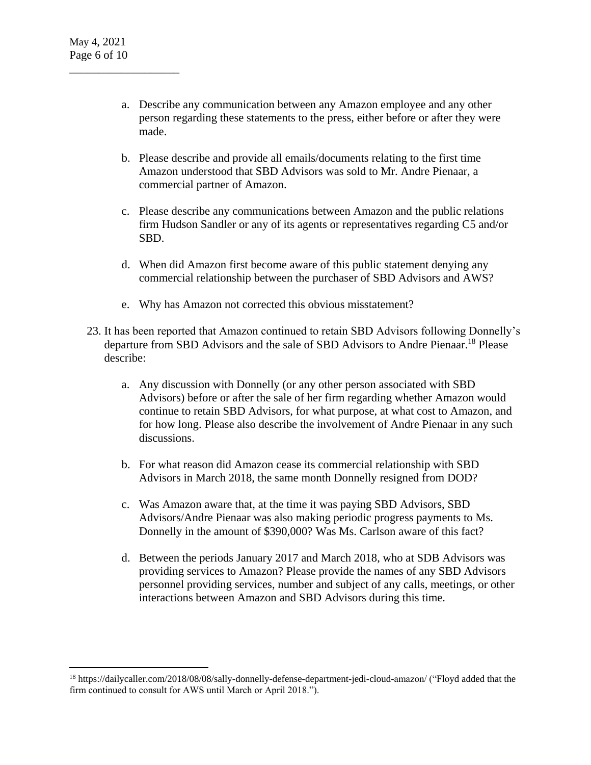a. Describe any communication between any Amazon employee and any other person regarding these statements to the press, either before or after they were made.

b. Please describe and provide all emails/documents relating to the first time Amazon understood that SBD Advisors was sold to Mr. Andre Pienaar, a commercial partner of Amazon.

c. Please describe any communications between Amazon and the public relations firm Hudson Sandler or any of its agents or representatives regarding C5 and/or SBD.

d. When did Amazon first become aware of this public statement denying any commercial relationship between the purchaser of SBD Advisors and AWS?

e. Why has Amazon not corrected this obvious misstatement?

23. It has been reported that Amazon continued to retain SBD Advisors following Donnelly's departure from SBD Advisors and the sale of SBD Advisors to Andre Pienaar.[18] Please describe:

    a. Any discussion with Donnelly (or any other person associated with SBD Advisors) before or after the sale of her firm regarding whether Amazon would continue to retain SBD Advisors, for what purpose, at what cost to Amazon, and for how long. Please also describe the involvement of Andre Pienaar in any such discussions.

    b. For what reason did Amazon cease its commercial relationship with SBD Advisors in March 2018, the same month Donnelly resigned from DOD?

    c. Was Amazon aware that, at the time it was paying SBD Advisors, SBD Advisors/Andre Pienaar was also making periodic progress payments to Ms. Donnelly in the amount of $390,000? Was Ms. Carlson aware of this fact?

    d. Between the periods January 2017 and March 2018, who at SDB Advisors was providing services to Amazon? Please provide the names of any SBD Advisors personnel providing services, number and subject of any calls, meetings, or other interactions between Amazon and SBD Advisors during this time.

---

[18] https://dailycaller.com/2018/08/08/sally-donnelly-defense-department-jedi-cloud-amazon/ ("Floyd added that the firm continued to consult for AWS until March or April 2018.").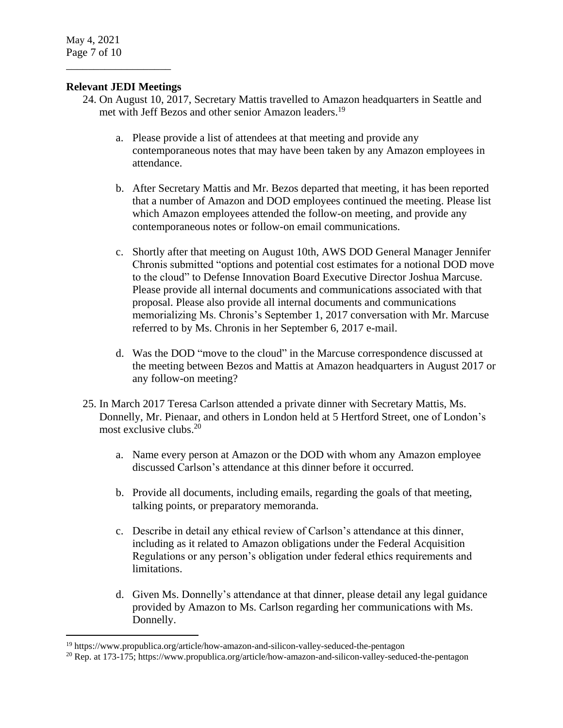**Relevant JEDI Meetings**

24. On August 10, 2017, Secretary Mattis travelled to Amazon headquarters in Seattle and met with Jeff Bezos and other senior Amazon leaders.[19]

    a. Please provide a list of attendees at that meeting and provide any contemporaneous notes that may have been taken by any Amazon employees in attendance.

    b. After Secretary Mattis and Mr. Bezos departed that meeting, it has been reported that a number of Amazon and DOD employees continued the meeting. Please list which Amazon employees attended the follow-on meeting, and provide any contemporaneous notes or follow-on email communications.

    c. Shortly after that meeting on August 10th, AWS DOD General Manager Jennifer Chronis submitted "options and potential cost estimates for a notional DOD move to the cloud" to Defense Innovation Board Executive Director Joshua Marcuse. Please provide all internal documents and communications associated with that proposal. Please also provide all internal documents and communications memorializing Ms. Chronis's September 1, 2017 conversation with Mr. Marcuse referred to by Ms. Chronis in her September 6, 2017 e-mail.

    d. Was the DOD "move to the cloud" in the Marcuse correspondence discussed at the meeting between Bezos and Mattis at Amazon headquarters in August 2017 or any follow-on meeting?

25. In March 2017 Teresa Carlson attended a private dinner with Secretary Mattis, Ms. Donnelly, Mr. Pienaar, and others in London held at 5 Hertford Street, one of London's most exclusive clubs.[20]

    a. Name every person at Amazon or the DOD with whom any Amazon employee discussed Carlson's attendance at this dinner before it occurred.

    b. Provide all documents, including emails, regarding the goals of that meeting, talking points, or preparatory memoranda.

    c. Describe in detail any ethical review of Carlson's attendance at this dinner, including as it related to Amazon obligations under the Federal Acquisition Regulations or any person's obligation under federal ethics requirements and limitations.

    d. Given Ms. Donnelly's attendance at that dinner, please detail any legal guidance provided by Amazon to Ms. Carlson regarding her communications with Ms. Donnelly.

---

[19] https://www.propublica.org/article/how-amazon-and-silicon-valley-seduced-the-pentagon

[20] Rep. at 173-175; https://www.propublica.org/article/how-amazon-and-silicon-valley-seduced-the-pentagon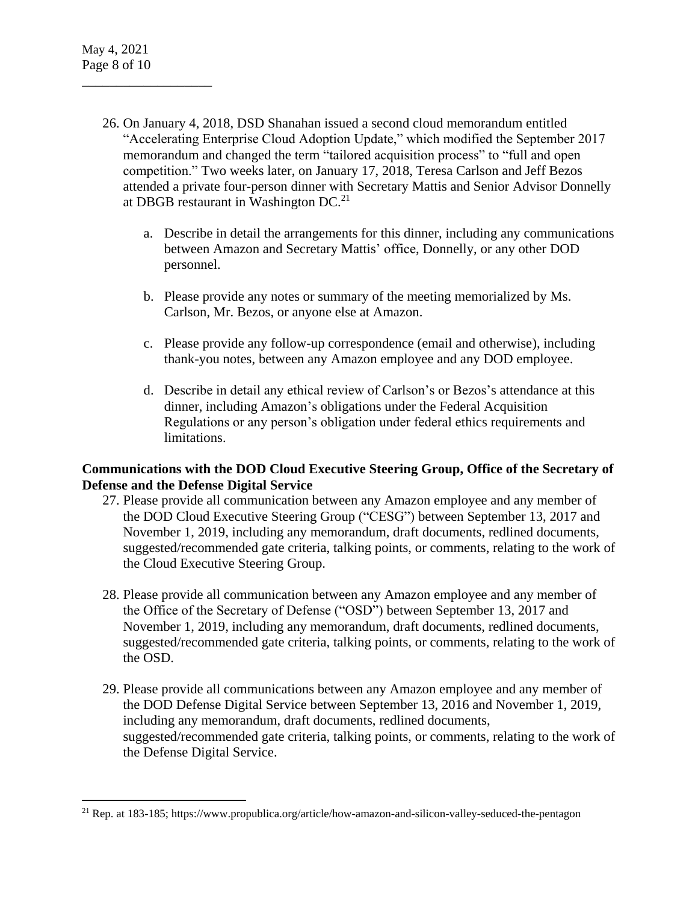26. On January 4, 2018, DSD Shanahan issued a second cloud memorandum entitled "Accelerating Enterprise Cloud Adoption Update," which modified the September 2017 memorandum and changed the term "tailored acquisition process" to "full and open competition." Two weeks later, on January 17, 2018, Teresa Carlson and Jeff Bezos attended a private four-person dinner with Secretary Mattis and Senior Advisor Donnelly at DBGB restaurant in Washington DC.[21]

    a. Describe in detail the arrangements for this dinner, including any communications between Amazon and Secretary Mattis' office, Donnelly, or any other DOD personnel.

    b. Please provide any notes or summary of the meeting memorialized by Ms. Carlson, Mr. Bezos, or anyone else at Amazon.

    c. Please provide any follow-up correspondence (email and otherwise), including thank-you notes, between any Amazon employee and any DOD employee.

    d. Describe in detail any ethical review of Carlson's or Bezos's attendance at this dinner, including Amazon's obligations under the Federal Acquisition Regulations or any person's obligation under federal ethics requirements and limitations.

**Communications with the DOD Cloud Executive Steering Group, Office of the Secretary of Defense and the Defense Digital Service**

27. Please provide all communication between any Amazon employee and any member of the DOD Cloud Executive Steering Group ("CESG") between September 13, 2017 and November 1, 2019, including any memorandum, draft documents, redlined documents, suggested/recommended gate criteria, talking points, or comments, relating to the work of the Cloud Executive Steering Group.

28. Please provide all communication between any Amazon employee and any member of the Office of the Secretary of Defense ("OSD") between September 13, 2017 and November 1, 2019, including any memorandum, draft documents, redlined documents, suggested/recommended gate criteria, talking points, or comments, relating to the work of the OSD.

29. Please provide all communications between any Amazon employee and any member of the DOD Defense Digital Service between September 13, 2016 and November 1, 2019, including any memorandum, draft documents, redlined documents, suggested/recommended gate criteria, talking points, or comments, relating to the work of the Defense Digital Service.

[21] Rep. at 183-185; https://www.propublica.org/article/how-amazon-and-silicon-valley-seduced-the-pentagon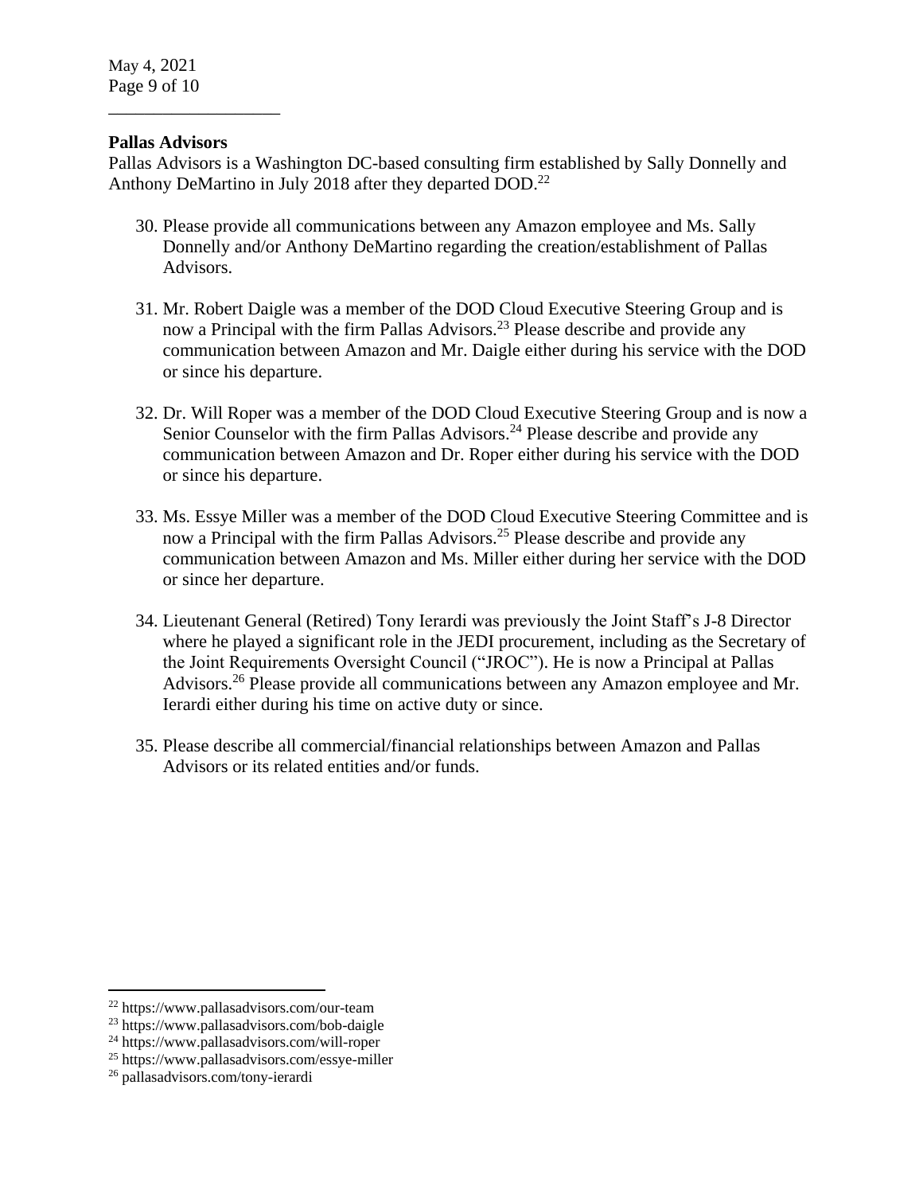**Pallas Advisors**

Pallas Advisors is a Washington DC-based consulting firm established by Sally Donnelly and Anthony DeMartino in July 2018 after they departed DOD.[22]

30. Please provide all communications between any Amazon employee and Ms. Sally Donnelly and/or Anthony DeMartino regarding the creation/establishment of Pallas Advisors.

31. Mr. Robert Daigle was a member of the DOD Cloud Executive Steering Group and is now a Principal with the firm Pallas Advisors.[23] Please describe and provide any communication between Amazon and Mr. Daigle either during his service with the DOD or since his departure.

32. Dr. Will Roper was a member of the DOD Cloud Executive Steering Group and is now a Senior Counselor with the firm Pallas Advisors.[24] Please describe and provide any communication between Amazon and Dr. Roper either during his service with the DOD or since his departure.

33. Ms. Essye Miller was a member of the DOD Cloud Executive Steering Committee and is now a Principal with the firm Pallas Advisors.[25] Please describe and provide any communication between Amazon and Ms. Miller either during her service with the DOD or since her departure.

34. Lieutenant General (Retired) Tony Ierardi was previously the Joint Staff's J-8 Director where he played a significant role in the JEDI procurement, including as the Secretary of the Joint Requirements Oversight Council ("JROC"). He is now a Principal at Pallas Advisors.[26] Please provide all communications between any Amazon employee and Mr. Ierardi either during his time on active duty or since.

35. Please describe all commercial/financial relationships between Amazon and Pallas Advisors or its related entities and/or funds.

---

[22] https://www.pallasadvisors.com/our-team

[23] https://www.pallasadvisors.com/bob-daigle

[24] https://www.pallasadvisors.com/will-roper

[25] https://www.pallasadvisors.com/essye-miller

[26] pallasadvisors.com/tony-ierardi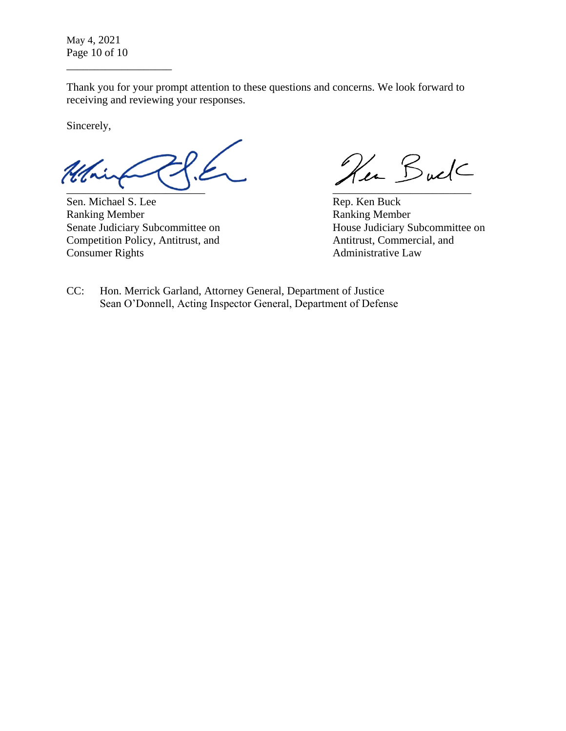Thank you for your prompt attention to these questions and concerns. We look forward to receiving and reviewing your responses.

Sincerely,

Sen. Michael S. Lee
Ranking Member
Senate Judiciary Subcommittee on Competition Policy, Antitrust, and Consumer Rights

Rep. Ken Buck
Ranking Member
House Judiciary Subcommittee on Antitrust, Commercial, and Administrative Law

CC: Hon. Merrick Garland, Attorney General, Department of Justice
Sean O'Donnell, Acting Inspector General, Department of Defense